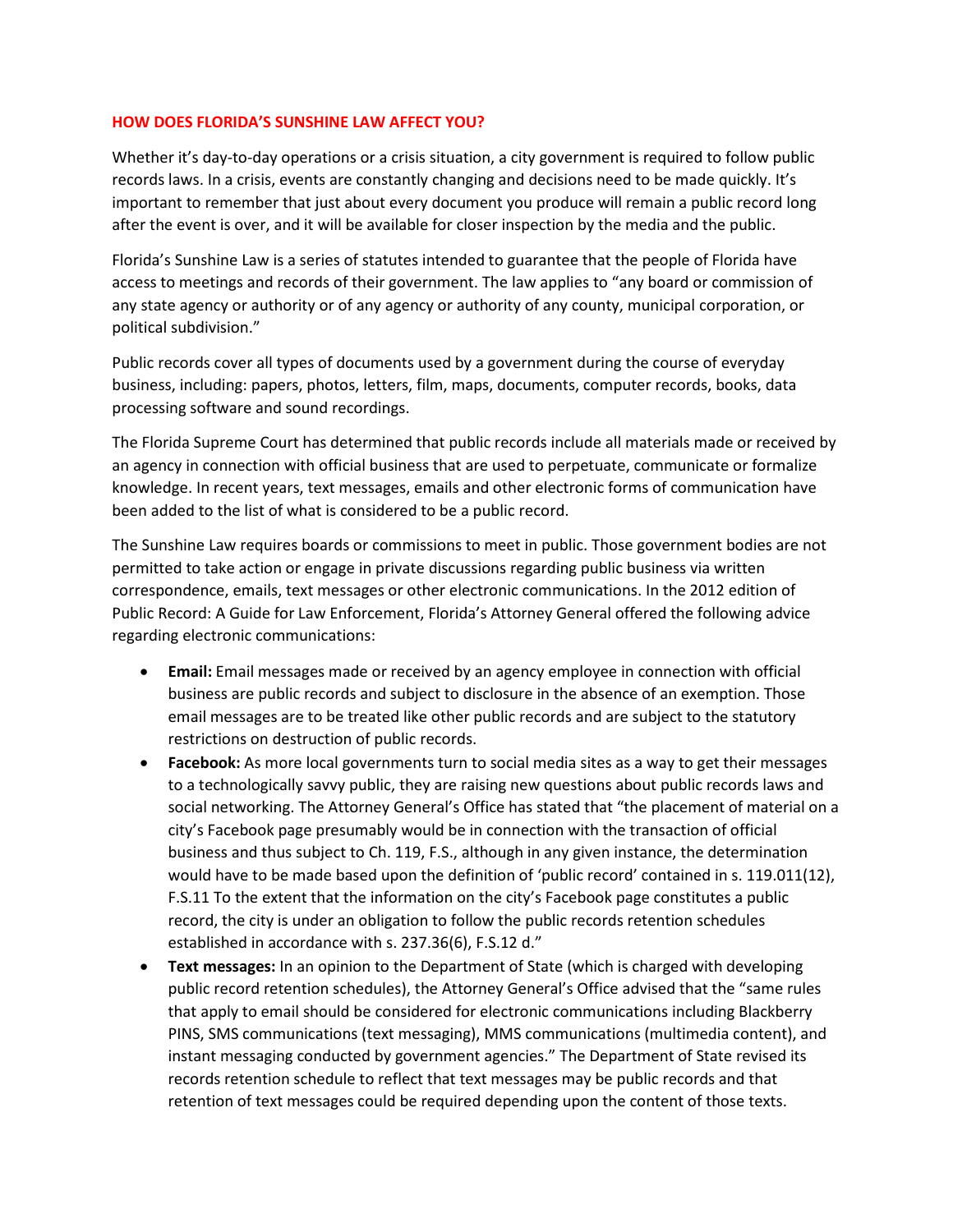## HOW DOES FLORIDA'S SUNSHINE LAW AFFECT YOU?

Whether it's day-to-day operations or a crisis situation, a city government is required to follow public records laws. In a crisis, events are constantly changing and decisions need to be made quickly. It's important to remember that just about every document you produce will remain a public record long after the event is over, and it will be available for closer inspection by the media and the public.

Florida's Sunshine Law is a series of statutes intended to guarantee that the people of Florida have access to meetings and records of their government. The law applies to "any board or commission of any state agency or authority or of any agency or authority of any county, municipal corporation, or political subdivision."

Public records cover all types of documents used by a government during the course of everyday business, including: papers, photos, letters, film, maps, documents, computer records, books, data processing software and sound recordings.

The Florida Supreme Court has determined that public records include all materials made or received by an agency in connection with official business that are used to perpetuate, communicate or formalize knowledge. In recent years, text messages, emails and other electronic forms of communication have been added to the list of what is considered to be a public record.

The Sunshine Law requires boards or commissions to meet in public. Those government bodies are not permitted to take action or engage in private discussions regarding public business via written correspondence, emails, text messages or other electronic communications. In the 2012 edition of Public Record: A Guide for Law Enforcement, Florida's Attorney General offered the following advice regarding electronic communications:

- **Email:** Email messages made or received by an agency employee in connection with official business are public records and subject to disclosure in the absence of an exemption. Those email messages are to be treated like other public records and are subject to the statutory restrictions on destruction of public records.
- **Facebook:** As more local governments turn to social media sites as a way to get their messages to a technologically savvy public, they are raising new questions about public records laws and social networking. The Attorney General's Office has stated that "the placement of material on a city's Facebook page presumably would be in connection with the transaction of official business and thus subject to Ch. 119, F.S., although in any given instance, the determination would have to be made based upon the definition of 'public record' contained in s. 119.011(12), F.S.11 To the extent that the information on the city's Facebook page constitutes a public record, the city is under an obligation to follow the public records retention schedules established in accordance with s. 237.36(6), F.S.12 d."
- **Text messages:** In an opinion to the Department of State (which is charged with developing public record retention schedules), the Attorney General's Office advised that the "same rules that apply to email should be considered for electronic communications including Blackberry PINS, SMS communications (text messaging), MMS communications (multimedia content), and instant messaging conducted by government agencies." The Department of State revised its records retention schedule to reflect that text messages may be public records and that retention of text messages could be required depending upon the content of those texts.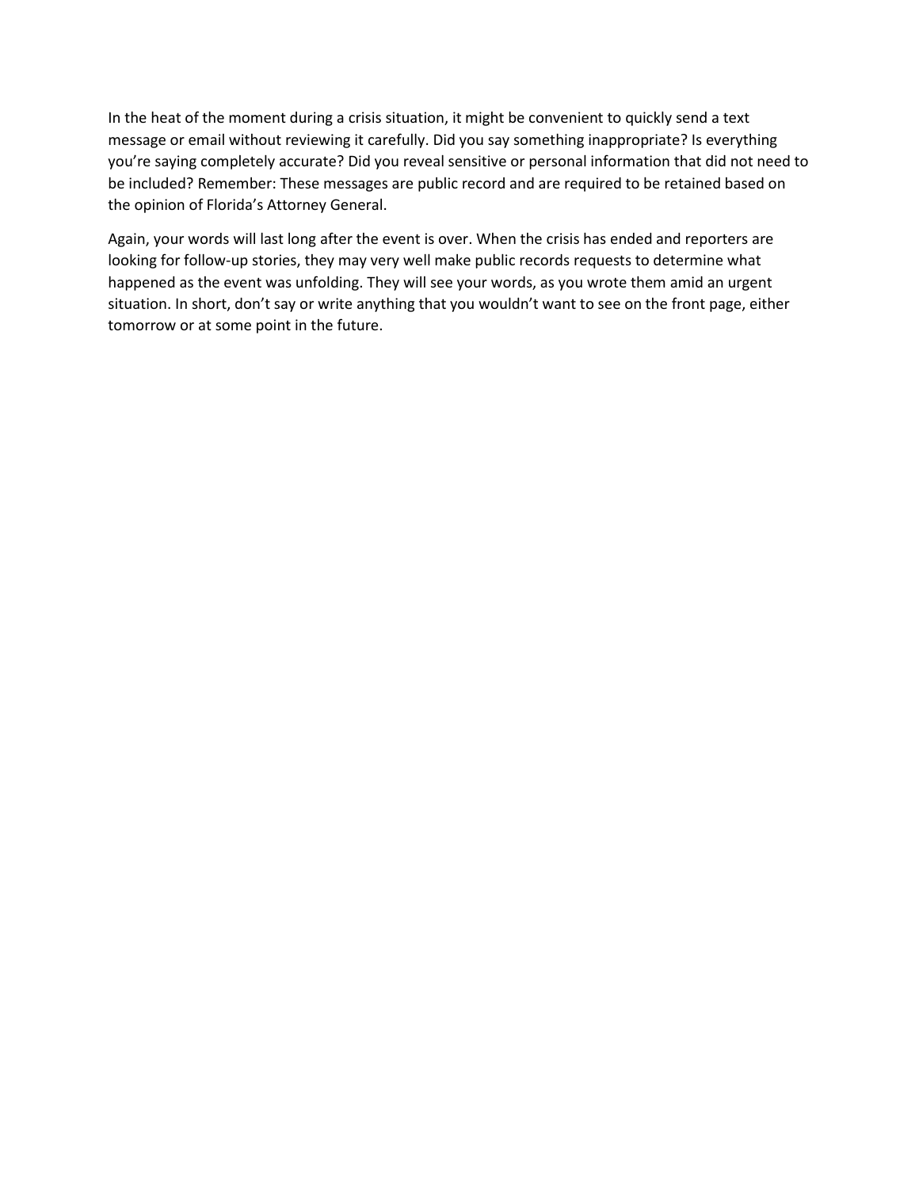In the heat of the moment during a crisis situation, it might be convenient to quickly send a text message or email without reviewing it carefully. Did you say something inappropriate? Is everything you're saying completely accurate? Did you reveal sensitive or personal information that did not need to be included? Remember: These messages are public record and are required to be retained based on the opinion of Florida's Attorney General.

Again, your words will last long after the event is over. When the crisis has ended and reporters are looking for follow-up stories, they may very well make public records requests to determine what happened as the event was unfolding. They will see your words, as you wrote them amid an urgent situation. In short, don't say or write anything that you wouldn't want to see on the front page, either tomorrow or at some point in the future.